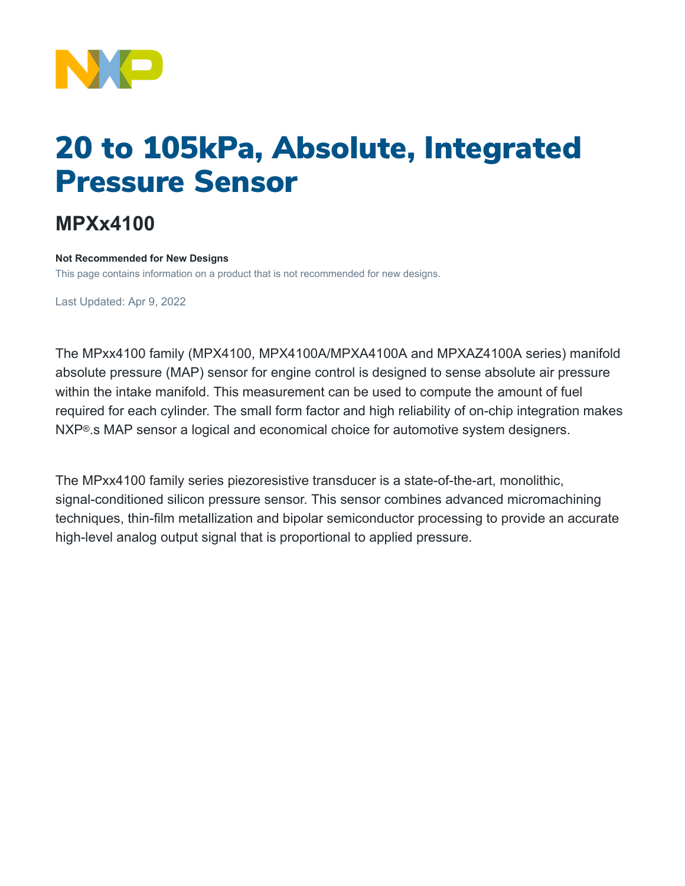# 20 to 105kPa, Absolute, Integrated Pressure Sensor

## MPXx4100

**Not Recommended for New Designs**

This page contains information on a product that is not recommended for new designs.

Last Updated: Apr 9, 2022

The MPxx4100 family (MPX4100, MPX4100A/MPXA4100A and MPXAZ4100A series) manifold absolute pressure (MAP) sensor for engine control is designed to sense absolute air pressure within the intake manifold. This measurement can be used to compute the amount of fuel required for each cylinder. The small form factor and high reliability of on-chip integration makes NXP®.s MAP sensor a logical and economical choice for automotive system designers.

The MPxx4100 family series piezoresistive transducer is a state-of-the-art, monolithic, signal-conditioned silicon pressure sensor. This sensor combines advanced micromachining techniques, thin-film metallization and bipolar semiconductor processing to provide an accurate high-level analog output signal that is proportional to applied pressure.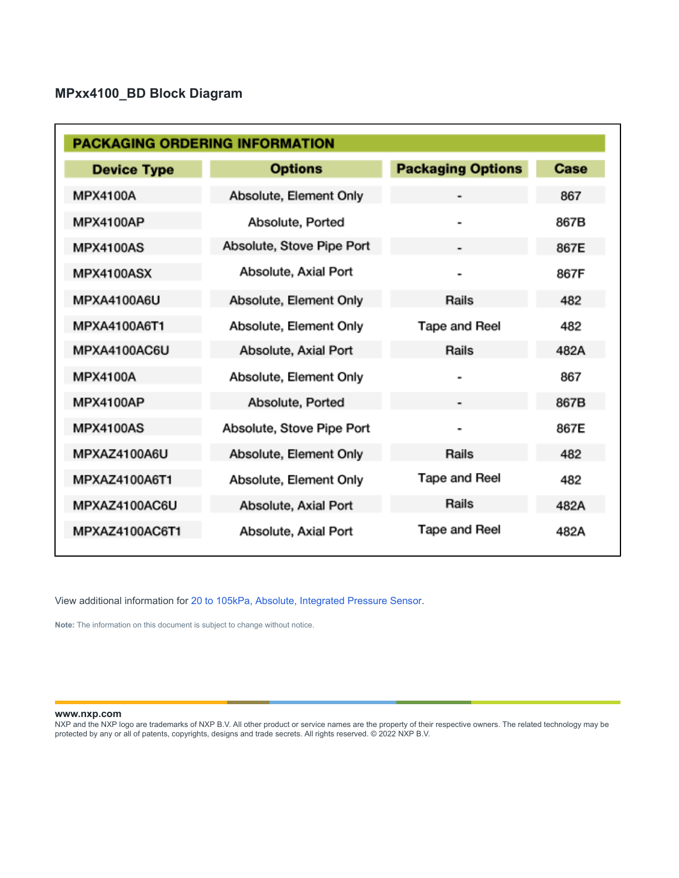## MPxx4100_BD Block Diagram

**PACKAGING ORDERING INFORMATION**

| Device Type | Options | Packaging Options | Case |
|---|---|---|---|
| MPX4100A | Absolute, Element Only | - | 867 |
| MPX4100AP | Absolute, Ported | - | 867B |
| MPX4100AS | Absolute, Stove Pipe Port | - | 867E |
| MPX4100ASX | Absolute, Axial Port | - | 867F |
| MPXA4100A6U | Absolute, Element Only | Rails | 482 |
| MPXA4100A6T1 | Absolute, Element Only | Tape and Reel | 482 |
| MPXA4100AC6U | Absolute, Axial Port | Rails | 482A |
| MPX4100A | Absolute, Element Only | - | 867 |
| MPX4100AP | Absolute, Ported | - | 867B |
| MPX4100AS | Absolute, Stove Pipe Port | - | 867E |
| MPXAZ4100A6U | Absolute, Element Only | Rails | 482 |
| MPXAZ4100A6T1 | Absolute, Element Only | Tape and Reel | 482 |
| MPXAZ4100AC6U | Absolute, Axial Port | Rails | 482A |
| MPXAZ4100AC6T1 | Absolute, Axial Port | Tape and Reel | 482A |

View additional information for 20 to 105kPa, Absolute, Integrated Pressure Sensor.

**Note:** The information on this document is subject to change without notice.

**www.nxp.com**

NXP and the NXP logo are trademarks of NXP B.V. All other product or service names are the property of their respective owners. The related technology may be protected by any or all of patents, copyrights, designs and trade secrets. All rights reserved. © 2022 NXP B.V.